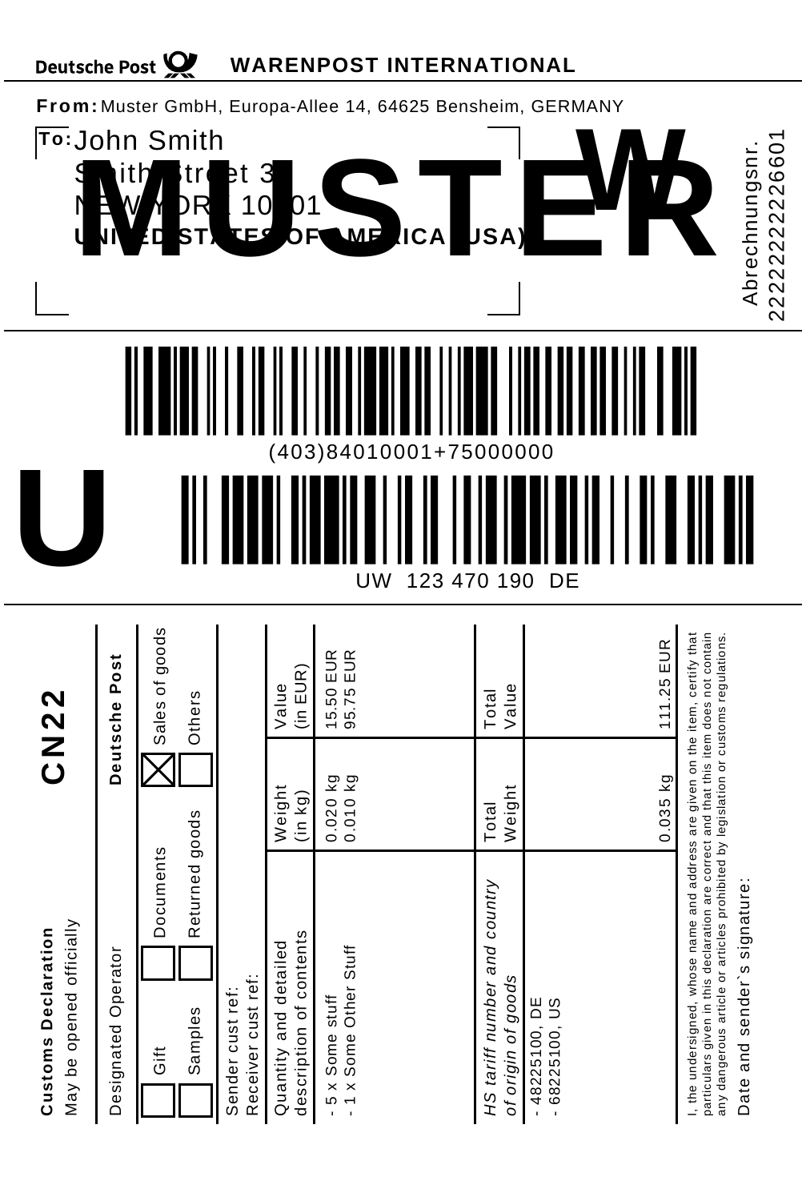Deutsche Post **WARENPOST INTERNATIONAL**

**From:** Muster GmbH, Europa-Allee 14, 64625 Bensheim, GERMANY

**To:** John Smith
Smith Street 3
NEW YORK 10001
**UNITED STATES OF AMERICA (USA)**

**MUSTER**

**W**

Abrechnungsnr.
22222222226601

(403)84010001+75000000

**U**

UW 123 470 190 DE

---

## CN22

**Customs Declaration**
May be opened officially

Designated Operator: **Deutsche Post**

- [ ] Gift
- [ ] Documents
- [x] Sales of goods
- [ ] Samples
- [ ] Returned goods
- [ ] Others

Sender cust ref:
Receiver cust ref:

| Quantity and detailed description of contents | Weight (in kg) | Value (in EUR) |
| --- | --- | --- |
| - 5 x Some stuff | 0.020 kg | 15.50 EUR |
| - 1 x Some Other Stuff | 0.010 kg | 95.75 EUR |
| *HS tariff number and country of origin of goods* | Total Weight | Total Value |
| - 48225100, DE<br>- 68225100, US | 0.035 kg | 111.25 EUR |

I, the undersigned, whose name and address are given on the item, certify that particulars given in this declaration are correct and that this item does not contain any dangerous article or articles prohibited by legislation or customs regulations.

Date and sender`s signature: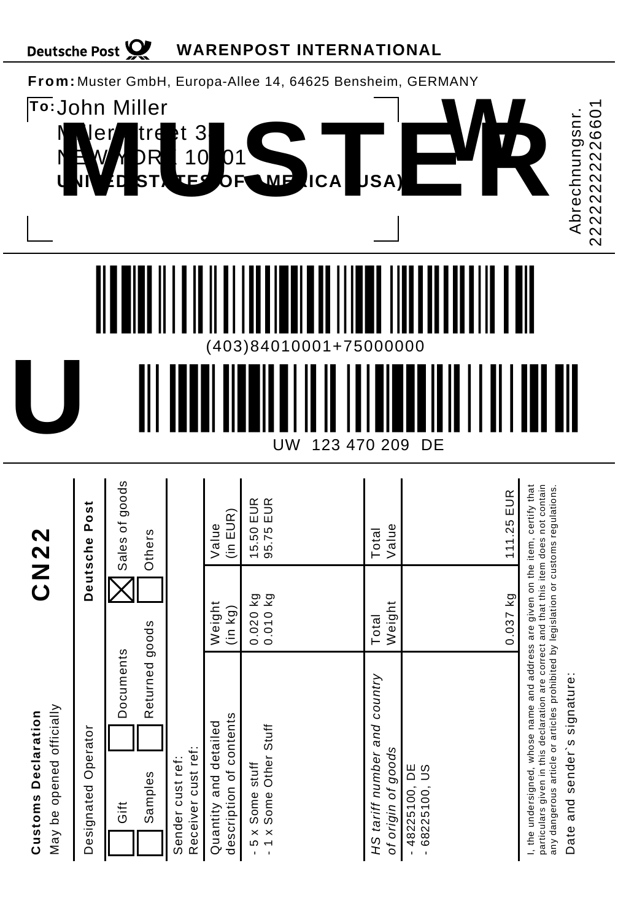Deutsche Post **WARENPOST INTERNATIONAL**

**From:** Muster GmbH, Europa-Allee 14, 64625 Bensheim, GERMANY

**To:** John Miller
Millerstreet 34
NEW YORK 10001
**UNITED STATES OF AMERICA (USA)**

MUSTER

W

Abrechnungsnr.
2222222222226601

(403)84010001+75000000

U

UW 123 470 209 DE

**CN22**

**Customs Declaration**
May be opened officially

Designated Operator: **Deutsche Post**

| | | | |
|---|---|---|---|
| ☐ Gift | ☐ Documents | ☒ Sales of goods | |
| ☐ Samples | ☐ Returned goods | ☐ Others | |

Sender cust ref:
Receiver cust ref:

| Quantity and detailed description of contents | Weight (in kg) | Value (in EUR) |
|---|---|---|
| - 5 x Some stuff<br>- 1 x Some Other Stuff | 0.020 kg<br>0.010 kg | 15.50 EUR<br>95.75 EUR |
| *HS tariff number and country of origin of goods* | Total Weight | Total Value |
| - 48225100, DE<br>- 68225100, US | 0.037 kg | 111.25 EUR |

I, the undersigned, whose name and address are given on the item, certify that particulars given in this declaration are correct and that this item does not contain any dangerous article or articles prohibited by legislation or customs regulations.

Date and sender`s signature: